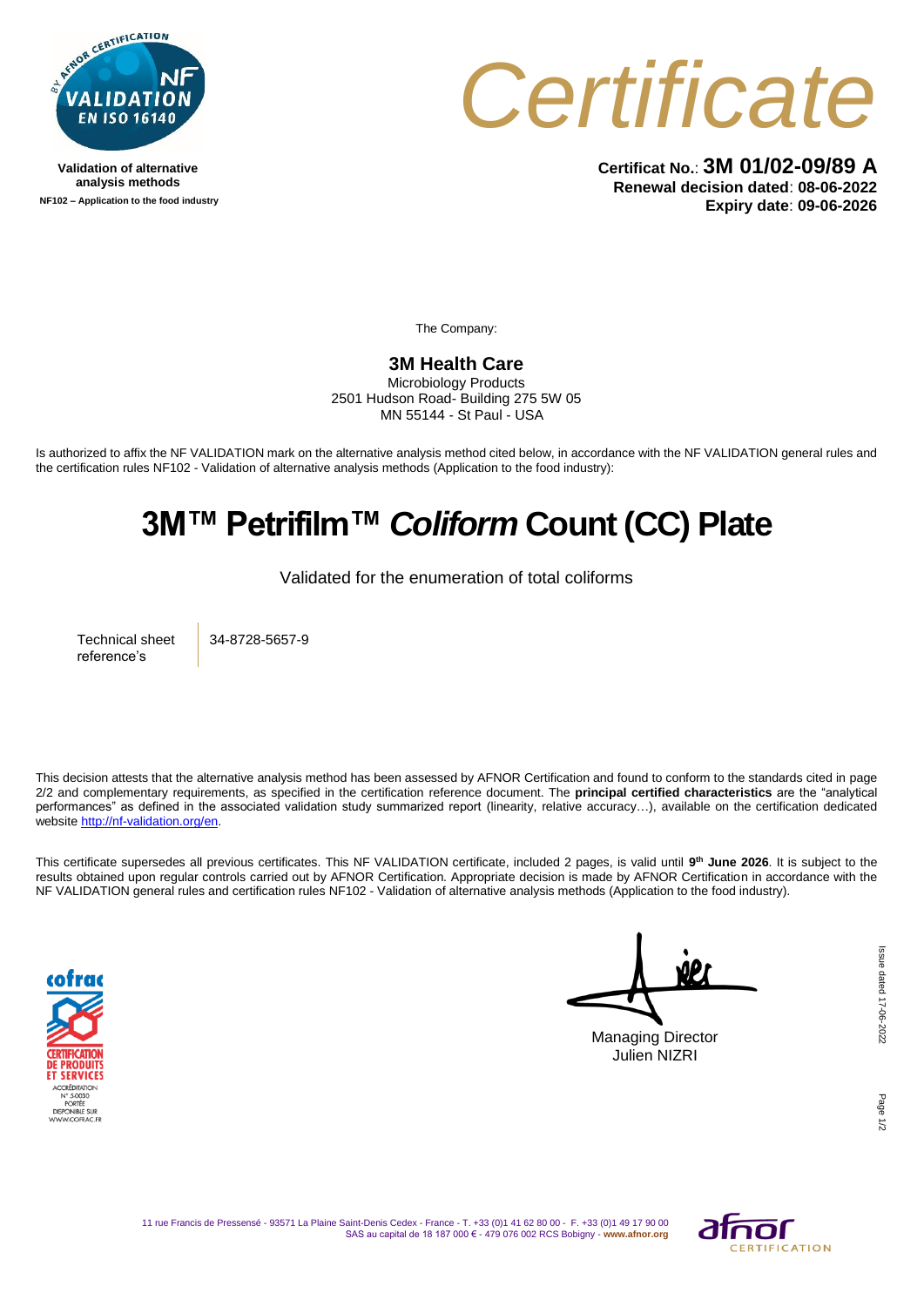Validation of alternative analysis methods

NF102 – Application to the food industry

# Certificate

**Certificat No.**: **3M 01/02-09/89 A**
**Renewal decision dated**: **08-06-2022**
**Expiry date**: **09-06-2026**

The Company:

**3M Health Care**
Microbiology Products
2501 Hudson Road- Building 275 5W 05
MN 55144 - St Paul - USA

Is authorized to affix the NF VALIDATION mark on the alternative analysis method cited below, in accordance with the NF VALIDATION general rules and the certification rules NF102 - Validation of alternative analysis methods (Application to the food industry):

## 3M™ Petrifilm™ *Coliform* Count (CC) Plate

Validated for the enumeration of total coliforms

| Technical sheet reference's | 34-8728-5657-9 |
|---|---|

This decision attests that the alternative analysis method has been assessed by AFNOR Certification and found to conform to the standards cited in page 2/2 and complementary requirements, as specified in the certification reference document. The **principal certified characteristics** are the "analytical performances" as defined in the associated validation study summarized report (linearity, relative accuracy…), available on the certification dedicated website http://nf-validation.org/en.

This certificate supersedes all previous certificates. This NF VALIDATION certificate, included 2 pages, is valid until **9th June 2026**. It is subject to the results obtained upon regular controls carried out by AFNOR Certification. Appropriate decision is made by AFNOR Certification in accordance with the NF VALIDATION general rules and certification rules NF102 - Validation of alternative analysis methods (Application to the food industry).

Managing Director
Julien NIZRI

Issue dated 17-06-2022

11 rue Francis de Pressensé - 93571 La Plaine Saint-Denis Cedex - France - T. +33 (0)1 41 62 80 00 - F. +33 (0)1 49 17 90 00
SAS au capital de 18 187 000 € - 479 076 002 RCS Bobigny - **www.afnor.org**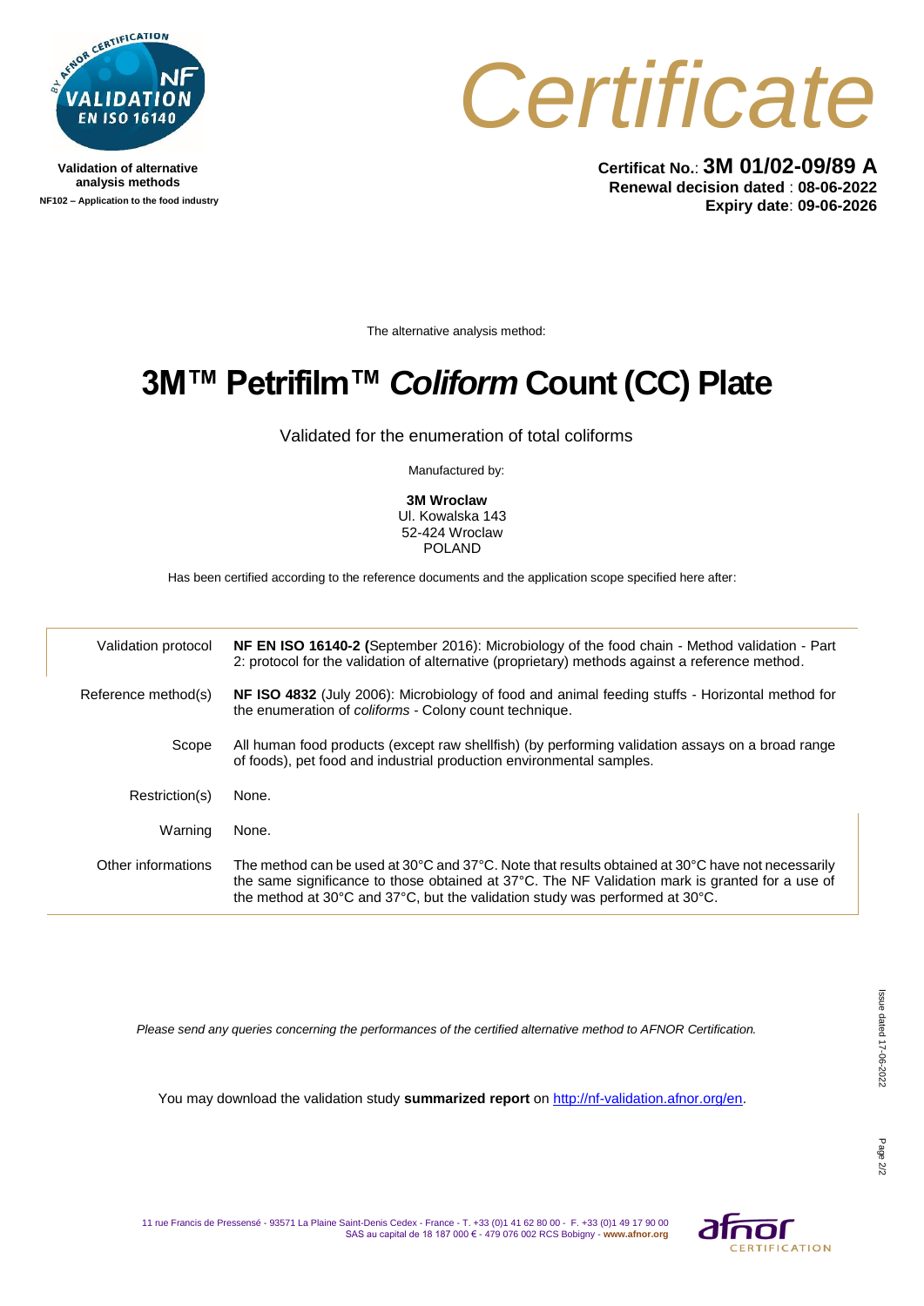Validation of alternative analysis methods
NF102 – Application to the food industry

# Certificate

**Certificat No.**: **3M 01/02-09/89 A**
**Renewal decision dated** : **08-06-2022**
**Expiry date**: **09-06-2026**

The alternative analysis method:

# 3M™ Petrifilm™ *Coliform* Count (CC) Plate

Validated for the enumeration of total coliforms

Manufactured by:

**3M Wroclaw**
Ul. Kowalska 143
52-424 Wroclaw
POLAND

Has been certified according to the reference documents and the application scope specified here after:

| | |
|---|---|
| Validation protocol | **NF EN ISO 16140-2 (**September 2016): Microbiology of the food chain - Method validation - Part 2: protocol for the validation of alternative (proprietary) methods against a reference method. |
| Reference method(s) | **NF ISO 4832** (July 2006): Microbiology of food and animal feeding stuffs - Horizontal method for the enumeration of *coliforms* - Colony count technique. |
| Scope | All human food products (except raw shellfish) (by performing validation assays on a broad range of foods), pet food and industrial production environmental samples. |
| Restriction(s) | None. |
| Warning | None. |
| Other informations | The method can be used at 30°C and 37°C. Note that results obtained at 30°C have not necessarily the same significance to those obtained at 37°C. The NF Validation mark is granted for a use of the method at 30°C and 37°C, but the validation study was performed at 30°C. |

*Please send any queries concerning the performances of the certified alternative method to AFNOR Certification.*

You may download the validation study **summarized report** on http://nf-validation.afnor.org/en.

Issue dated 17-06-2022

11 rue Francis de Pressensé - 93571 La Plaine Saint-Denis Cedex - France - T. +33 (0)1 41 62 80 00 - F. +33 (0)1 49 17 90 00
SAS au capital de 18 187 000 € - 479 076 002 RCS Bobigny - **www.afnor.org**